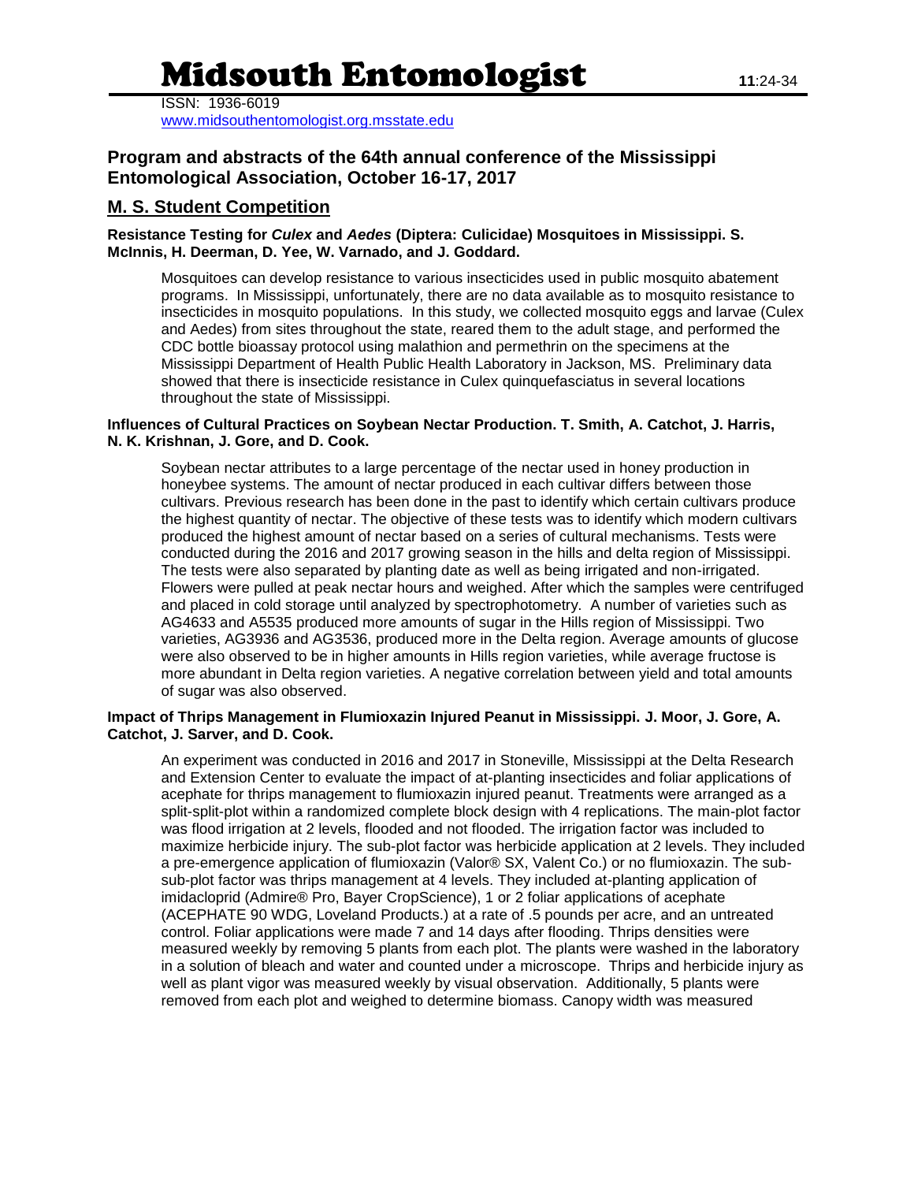# Midsouth Entomologist

ISSN: 1936-6019
www.midsouthentomologist.org.msstate.edu

## Program and abstracts of the 64th annual conference of the Mississippi Entomological Association, October 16-17, 2017

### M. S. Student Competition

**Resistance Testing for *Culex* and *Aedes* (Diptera: Culicidae) Mosquitoes in Mississippi. S. McInnis, H. Deerman, D. Yee, W. Varnado, and J. Goddard.**

Mosquitoes can develop resistance to various insecticides used in public mosquito abatement programs. In Mississippi, unfortunately, there are no data available as to mosquito resistance to insecticides in mosquito populations. In this study, we collected mosquito eggs and larvae (Culex and Aedes) from sites throughout the state, reared them to the adult stage, and performed the CDC bottle bioassay protocol using malathion and permethrin on the specimens at the Mississippi Department of Health Public Health Laboratory in Jackson, MS. Preliminary data showed that there is insecticide resistance in Culex quinquefasciatus in several locations throughout the state of Mississippi.

**Influences of Cultural Practices on Soybean Nectar Production. T. Smith, A. Catchot, J. Harris, N. K. Krishnan, J. Gore, and D. Cook.**

Soybean nectar attributes to a large percentage of the nectar used in honey production in honeybee systems. The amount of nectar produced in each cultivar differs between those cultivars. Previous research has been done in the past to identify which certain cultivars produce the highest quantity of nectar. The objective of these tests was to identify which modern cultivars produced the highest amount of nectar based on a series of cultural mechanisms. Tests were conducted during the 2016 and 2017 growing season in the hills and delta region of Mississippi. The tests were also separated by planting date as well as being irrigated and non-irrigated. Flowers were pulled at peak nectar hours and weighed. After which the samples were centrifuged and placed in cold storage until analyzed by spectrophotometry. A number of varieties such as AG4633 and A5535 produced more amounts of sugar in the Hills region of Mississippi. Two varieties, AG3936 and AG3536, produced more in the Delta region. Average amounts of glucose were also observed to be in higher amounts in Hills region varieties, while average fructose is more abundant in Delta region varieties. A negative correlation between yield and total amounts of sugar was also observed.

**Impact of Thrips Management in Flumioxazin Injured Peanut in Mississippi. J. Moor, J. Gore, A. Catchot, J. Sarver, and D. Cook.**

An experiment was conducted in 2016 and 2017 in Stoneville, Mississippi at the Delta Research and Extension Center to evaluate the impact of at-planting insecticides and foliar applications of acephate for thrips management to flumioxazin injured peanut. Treatments were arranged as a split-split-plot within a randomized complete block design with 4 replications. The main-plot factor was flood irrigation at 2 levels, flooded and not flooded. The irrigation factor was included to maximize herbicide injury. The sub-plot factor was herbicide application at 2 levels. They included a pre-emergence application of flumioxazin (Valor® SX, Valent Co.) or no flumioxazin. The sub-sub-plot factor was thrips management at 4 levels. They included at-planting application of imidacloprid (Admire® Pro, Bayer CropScience), 1 or 2 foliar applications of acephate (ACEPHATE 90 WDG, Loveland Products.) at a rate of .5 pounds per acre, and an untreated control. Foliar applications were made 7 and 14 days after flooding. Thrips densities were measured weekly by removing 5 plants from each plot. The plants were washed in the laboratory in a solution of bleach and water and counted under a microscope. Thrips and herbicide injury as well as plant vigor was measured weekly by visual observation. Additionally, 5 plants were removed from each plot and weighed to determine biomass. Canopy width was measured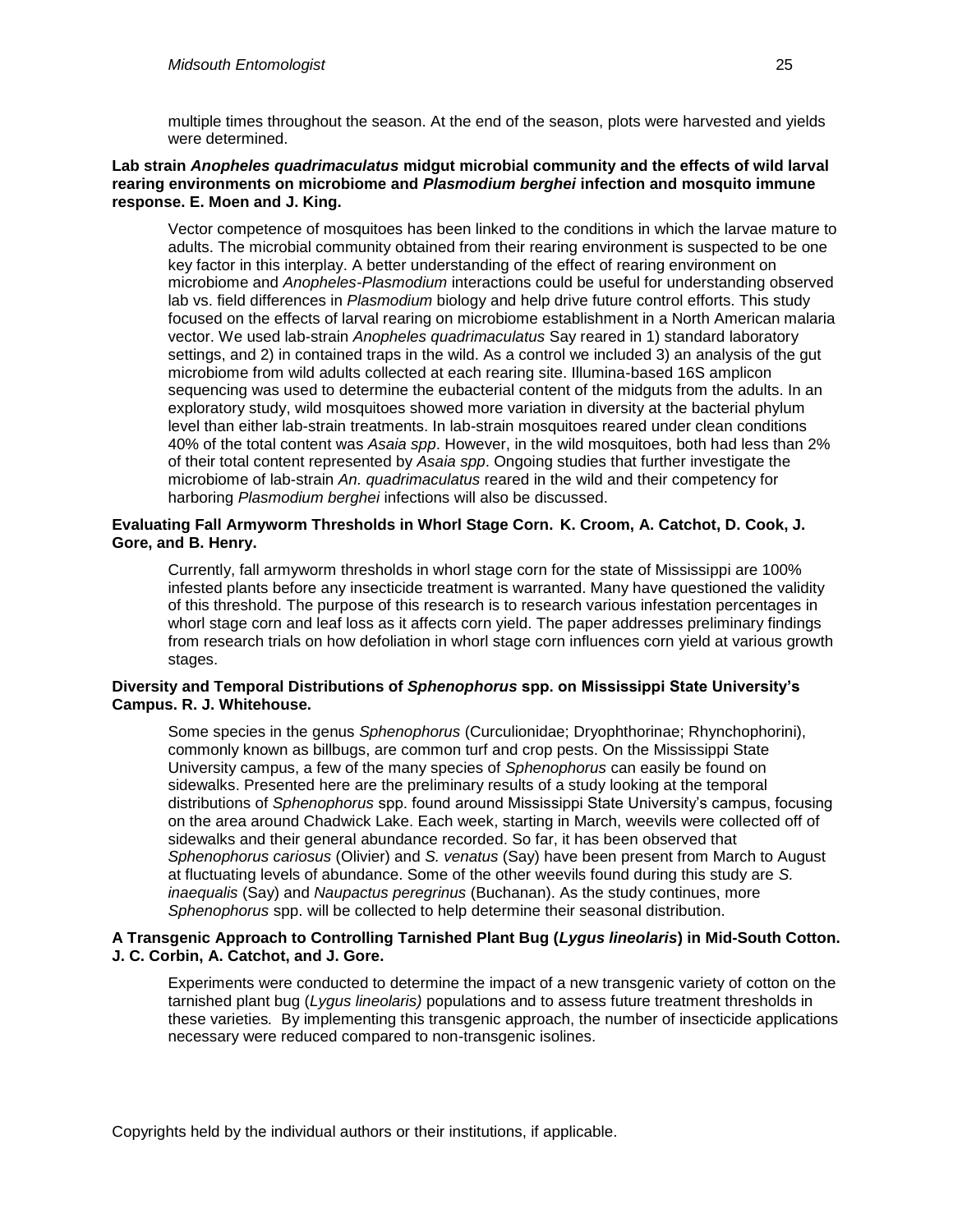multiple times throughout the season. At the end of the season, plots were harvested and yields were determined.

**Lab strain *Anopheles quadrimaculatus* midgut microbial community and the effects of wild larval rearing environments on microbiome and *Plasmodium berghei* infection and mosquito immune response. E. Moen and J. King.**

Vector competence of mosquitoes has been linked to the conditions in which the larvae mature to adults. The microbial community obtained from their rearing environment is suspected to be one key factor in this interplay. A better understanding of the effect of rearing environment on microbiome and *Anopheles-Plasmodium* interactions could be useful for understanding observed lab vs. field differences in *Plasmodium* biology and help drive future control efforts. This study focused on the effects of larval rearing on microbiome establishment in a North American malaria vector. We used lab-strain *Anopheles quadrimaculatus* Say reared in 1) standard laboratory settings, and 2) in contained traps in the wild. As a control we included 3) an analysis of the gut microbiome from wild adults collected at each rearing site. Illumina-based 16S amplicon sequencing was used to determine the eubacterial content of the midguts from the adults. In an exploratory study, wild mosquitoes showed more variation in diversity at the bacterial phylum level than either lab-strain treatments. In lab-strain mosquitoes reared under clean conditions 40% of the total content was *Asaia spp*. However, in the wild mosquitoes, both had less than 2% of their total content represented by *Asaia spp*. Ongoing studies that further investigate the microbiome of lab-strain *An. quadrimaculatus* reared in the wild and their competency for harboring *Plasmodium berghei* infections will also be discussed.

**Evaluating Fall Armyworm Thresholds in Whorl Stage Corn. K. Croom, A. Catchot, D. Cook, J. Gore, and B. Henry.**

Currently, fall armyworm thresholds in whorl stage corn for the state of Mississippi are 100% infested plants before any insecticide treatment is warranted. Many have questioned the validity of this threshold. The purpose of this research is to research various infestation percentages in whorl stage corn and leaf loss as it affects corn yield. The paper addresses preliminary findings from research trials on how defoliation in whorl stage corn influences corn yield at various growth stages.

**Diversity and Temporal Distributions of *Sphenophorus* spp. on Mississippi State University's Campus. R. J. Whitehouse.**

Some species in the genus *Sphenophorus* (Curculionidae; Dryophthorinae; Rhynchophorini), commonly known as billbugs, are common turf and crop pests. On the Mississippi State University campus, a few of the many species of *Sphenophorus* can easily be found on sidewalks. Presented here are the preliminary results of a study looking at the temporal distributions of *Sphenophorus* spp. found around Mississippi State University's campus, focusing on the area around Chadwick Lake. Each week, starting in March, weevils were collected off of sidewalks and their general abundance recorded. So far, it has been observed that *Sphenophorus cariosus* (Olivier) and *S. venatus* (Say) have been present from March to August at fluctuating levels of abundance. Some of the other weevils found during this study are *S. inaequalis* (Say) and *Naupactus peregrinus* (Buchanan). As the study continues, more *Sphenophorus* spp. will be collected to help determine their seasonal distribution.

**A Transgenic Approach to Controlling Tarnished Plant Bug (*Lygus lineolaris*) in Mid-South Cotton. J. C. Corbin, A. Catchot, and J. Gore.**

Experiments were conducted to determine the impact of a new transgenic variety of cotton on the tarnished plant bug (*Lygus lineolaris)* populations and to assess future treatment thresholds in these varieties. By implementing this transgenic approach, the number of insecticide applications necessary were reduced compared to non-transgenic isolines.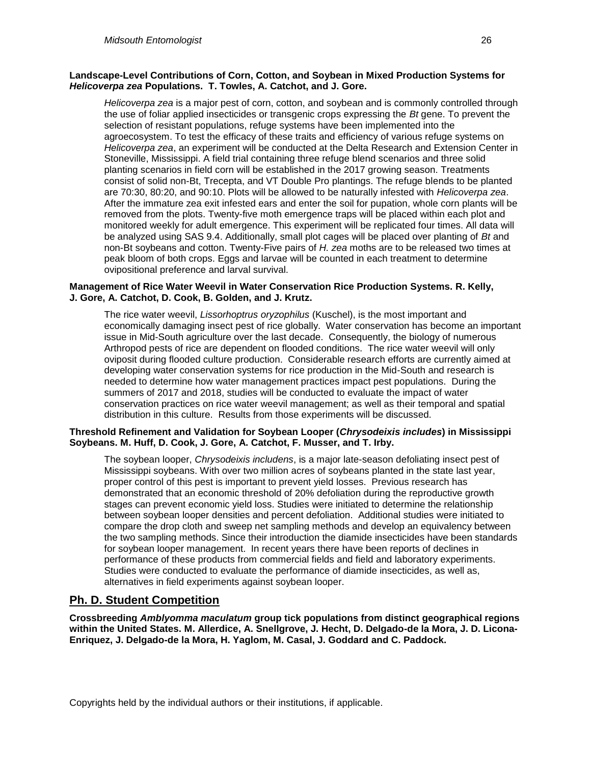**Landscape-Level Contributions of Corn, Cotton, and Soybean in Mixed Production Systems for *Helicoverpa zea* Populations. T. Towles, A. Catchot, and J. Gore.**

*Helicoverpa zea* is a major pest of corn, cotton, and soybean and is commonly controlled through the use of foliar applied insecticides or transgenic crops expressing the *Bt* gene. To prevent the selection of resistant populations, refuge systems have been implemented into the agroecosystem. To test the efficacy of these traits and efficiency of various refuge systems on *Helicoverpa zea*, an experiment will be conducted at the Delta Research and Extension Center in Stoneville, Mississippi. A field trial containing three refuge blend scenarios and three solid planting scenarios in field corn will be established in the 2017 growing season. Treatments consist of solid non-Bt, Trecepta, and VT Double Pro plantings. The refuge blends to be planted are 70:30, 80:20, and 90:10. Plots will be allowed to be naturally infested with *Helicoverpa zea*. After the immature zea exit infested ears and enter the soil for pupation, whole corn plants will be removed from the plots. Twenty-five moth emergence traps will be placed within each plot and monitored weekly for adult emergence. This experiment will be replicated four times. All data will be analyzed using SAS 9.4. Additionally, small plot cages will be placed over planting of *Bt* and non-Bt soybeans and cotton. Twenty-Five pairs of *H. zea* moths are to be released two times at peak bloom of both crops. Eggs and larvae will be counted in each treatment to determine ovipositional preference and larval survival.

**Management of Rice Water Weevil in Water Conservation Rice Production Systems. R. Kelly, J. Gore, A. Catchot, D. Cook, B. Golden, and J. Krutz.**

The rice water weevil, *Lissorhoptrus oryzophilus* (Kuschel), is the most important and economically damaging insect pest of rice globally. Water conservation has become an important issue in Mid-South agriculture over the last decade. Consequently, the biology of numerous Arthropod pests of rice are dependent on flooded conditions. The rice water weevil will only oviposit during flooded culture production. Considerable research efforts are currently aimed at developing water conservation systems for rice production in the Mid-South and research is needed to determine how water management practices impact pest populations. During the summers of 2017 and 2018, studies will be conducted to evaluate the impact of water conservation practices on rice water weevil management; as well as their temporal and spatial distribution in this culture. Results from those experiments will be discussed.

**Threshold Refinement and Validation for Soybean Looper (*Chrysodeixis includes*) in Mississippi Soybeans. M. Huff, D. Cook, J. Gore, A. Catchot, F. Musser, and T. Irby.**

The soybean looper, *Chrysodeixis includens*, is a major late-season defoliating insect pest of Mississippi soybeans. With over two million acres of soybeans planted in the state last year, proper control of this pest is important to prevent yield losses. Previous research has demonstrated that an economic threshold of 20% defoliation during the reproductive growth stages can prevent economic yield loss. Studies were initiated to determine the relationship between soybean looper densities and percent defoliation. Additional studies were initiated to compare the drop cloth and sweep net sampling methods and develop an equivalency between the two sampling methods. Since their introduction the diamide insecticides have been standards for soybean looper management. In recent years there have been reports of declines in performance of these products from commercial fields and field and laboratory experiments. Studies were conducted to evaluate the performance of diamide insecticides, as well as, alternatives in field experiments against soybean looper.

## Ph. D. Student Competition

**Crossbreeding *Amblyomma maculatum* group tick populations from distinct geographical regions within the United States. M. Allerdice, A. Snellgrove, J. Hecht, D. Delgado-de la Mora, J. D. Licona-Enriquez, J. Delgado-de la Mora, H. Yaglom, M. Casal, J. Goddard and C. Paddock.**

Copyrights held by the individual authors or their institutions, if applicable.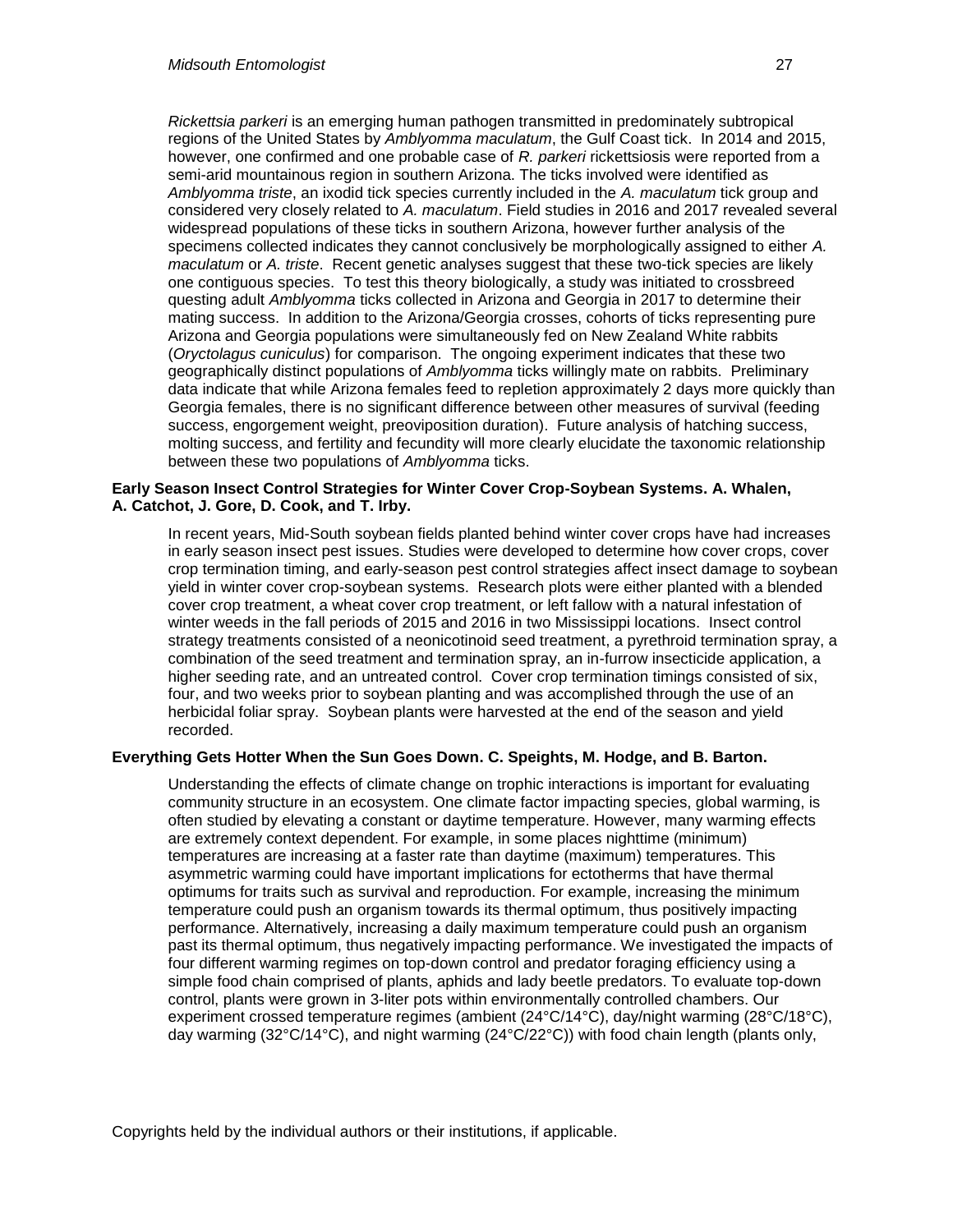*Rickettsia parkeri* is an emerging human pathogen transmitted in predominately subtropical regions of the United States by *Amblyomma maculatum*, the Gulf Coast tick. In 2014 and 2015, however, one confirmed and one probable case of *R. parkeri* rickettsiosis were reported from a semi-arid mountainous region in southern Arizona. The ticks involved were identified as *Amblyomma triste*, an ixodid tick species currently included in the *A. maculatum* tick group and considered very closely related to *A. maculatum*. Field studies in 2016 and 2017 revealed several widespread populations of these ticks in southern Arizona, however further analysis of the specimens collected indicates they cannot conclusively be morphologically assigned to either *A. maculatum* or *A. triste*. Recent genetic analyses suggest that these two-tick species are likely one contiguous species. To test this theory biologically, a study was initiated to crossbreed questing adult *Amblyomma* ticks collected in Arizona and Georgia in 2017 to determine their mating success. In addition to the Arizona/Georgia crosses, cohorts of ticks representing pure Arizona and Georgia populations were simultaneously fed on New Zealand White rabbits (*Oryctolagus cuniculus*) for comparison. The ongoing experiment indicates that these two geographically distinct populations of *Amblyomma* ticks willingly mate on rabbits. Preliminary data indicate that while Arizona females feed to repletion approximately 2 days more quickly than Georgia females, there is no significant difference between other measures of survival (feeding success, engorgement weight, preoviposition duration). Future analysis of hatching success, molting success, and fertility and fecundity will more clearly elucidate the taxonomic relationship between these two populations of *Amblyomma* ticks.

**Early Season Insect Control Strategies for Winter Cover Crop-Soybean Systems. A. Whalen, A. Catchot, J. Gore, D. Cook, and T. Irby.**

In recent years, Mid-South soybean fields planted behind winter cover crops have had increases in early season insect pest issues. Studies were developed to determine how cover crops, cover crop termination timing, and early-season pest control strategies affect insect damage to soybean yield in winter cover crop-soybean systems. Research plots were either planted with a blended cover crop treatment, a wheat cover crop treatment, or left fallow with a natural infestation of winter weeds in the fall periods of 2015 and 2016 in two Mississippi locations. Insect control strategy treatments consisted of a neonicotinoid seed treatment, a pyrethroid termination spray, a combination of the seed treatment and termination spray, an in-furrow insecticide application, a higher seeding rate, and an untreated control. Cover crop termination timings consisted of six, four, and two weeks prior to soybean planting and was accomplished through the use of an herbicidal foliar spray. Soybean plants were harvested at the end of the season and yield recorded.

**Everything Gets Hotter When the Sun Goes Down. C. Speights, M. Hodge, and B. Barton.**

Understanding the effects of climate change on trophic interactions is important for evaluating community structure in an ecosystem. One climate factor impacting species, global warming, is often studied by elevating a constant or daytime temperature. However, many warming effects are extremely context dependent. For example, in some places nighttime (minimum) temperatures are increasing at a faster rate than daytime (maximum) temperatures. This asymmetric warming could have important implications for ectotherms that have thermal optimums for traits such as survival and reproduction. For example, increasing the minimum temperature could push an organism towards its thermal optimum, thus positively impacting performance. Alternatively, increasing a daily maximum temperature could push an organism past its thermal optimum, thus negatively impacting performance. We investigated the impacts of four different warming regimes on top-down control and predator foraging efficiency using a simple food chain comprised of plants, aphids and lady beetle predators. To evaluate top-down control, plants were grown in 3-liter pots within environmentally controlled chambers. Our experiment crossed temperature regimes (ambient (24°C/14°C), day/night warming (28°C/18°C), day warming (32°C/14°C), and night warming (24°C/22°C)) with food chain length (plants only,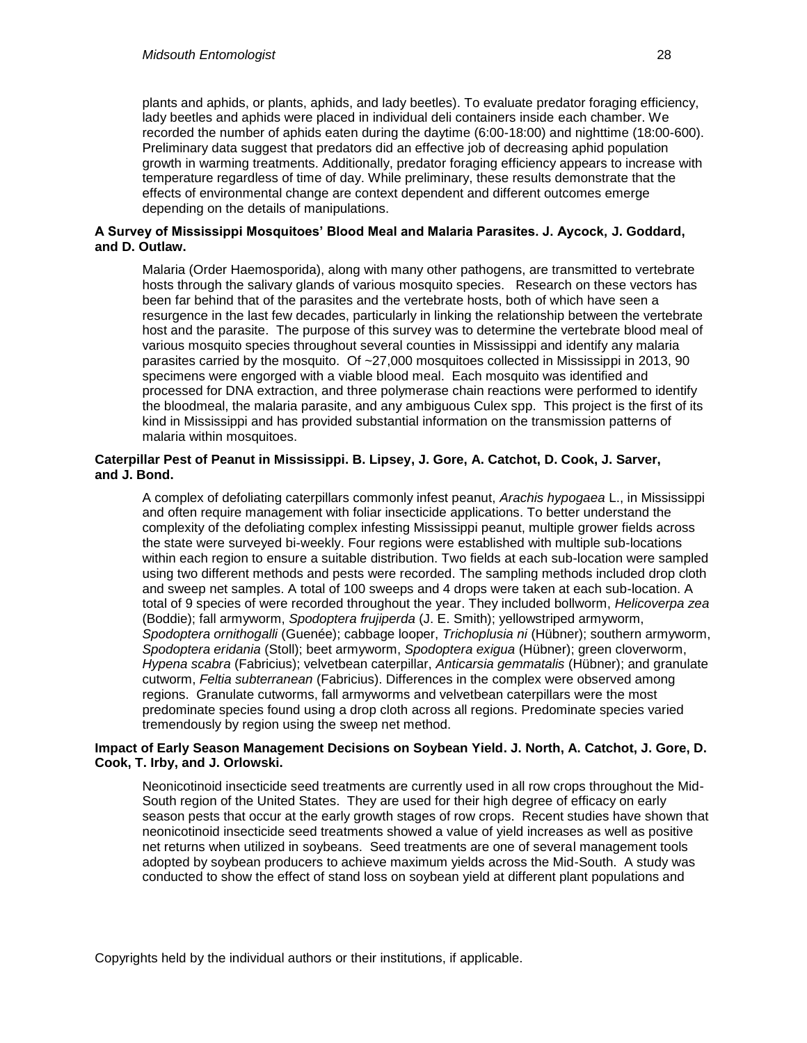plants and aphids, or plants, aphids, and lady beetles). To evaluate predator foraging efficiency, lady beetles and aphids were placed in individual deli containers inside each chamber. We recorded the number of aphids eaten during the daytime (6:00-18:00) and nighttime (18:00-600). Preliminary data suggest that predators did an effective job of decreasing aphid population growth in warming treatments. Additionally, predator foraging efficiency appears to increase with temperature regardless of time of day. While preliminary, these results demonstrate that the effects of environmental change are context dependent and different outcomes emerge depending on the details of manipulations.

**A Survey of Mississippi Mosquitoes' Blood Meal and Malaria Parasites. J. Aycock, J. Goddard, and D. Outlaw.**

Malaria (Order Haemosporida), along with many other pathogens, are transmitted to vertebrate hosts through the salivary glands of various mosquito species. Research on these vectors has been far behind that of the parasites and the vertebrate hosts, both of which have seen a resurgence in the last few decades, particularly in linking the relationship between the vertebrate host and the parasite. The purpose of this survey was to determine the vertebrate blood meal of various mosquito species throughout several counties in Mississippi and identify any malaria parasites carried by the mosquito. Of ~27,000 mosquitoes collected in Mississippi in 2013, 90 specimens were engorged with a viable blood meal. Each mosquito was identified and processed for DNA extraction, and three polymerase chain reactions were performed to identify the bloodmeal, the malaria parasite, and any ambiguous Culex spp. This project is the first of its kind in Mississippi and has provided substantial information on the transmission patterns of malaria within mosquitoes.

**Caterpillar Pest of Peanut in Mississippi. B. Lipsey, J. Gore, A. Catchot, D. Cook, J. Sarver, and J. Bond.**

A complex of defoliating caterpillars commonly infest peanut, *Arachis hypogaea* L., in Mississippi and often require management with foliar insecticide applications. To better understand the complexity of the defoliating complex infesting Mississippi peanut, multiple grower fields across the state were surveyed bi-weekly. Four regions were established with multiple sub-locations within each region to ensure a suitable distribution. Two fields at each sub-location were sampled using two different methods and pests were recorded. The sampling methods included drop cloth and sweep net samples. A total of 100 sweeps and 4 drops were taken at each sub-location. A total of 9 species of were recorded throughout the year. They included bollworm, *Helicoverpa zea* (Boddie); fall armyworm, *Spodoptera frujiperda* (J. E. Smith); yellowstriped armyworm, *Spodoptera ornithogalli* (Guenée); cabbage looper, *Trichoplusia ni* (Hübner); southern armyworm, *Spodoptera eridania* (Stoll); beet armyworm, *Spodoptera exigua* (Hübner); green cloverworm, *Hypena scabra* (Fabricius); velvetbean caterpillar, *Anticarsia gemmatalis* (Hübner); and granulate cutworm, *Feltia subterranean* (Fabricius). Differences in the complex were observed among regions. Granulate cutworms, fall armyworms and velvetbean caterpillars were the most predominate species found using a drop cloth across all regions. Predominate species varied tremendously by region using the sweep net method.

**Impact of Early Season Management Decisions on Soybean Yield. J. North, A. Catchot, J. Gore, D. Cook, T. Irby, and J. Orlowski.**

Neonicotinoid insecticide seed treatments are currently used in all row crops throughout the Mid-South region of the United States. They are used for their high degree of efficacy on early season pests that occur at the early growth stages of row crops. Recent studies have shown that neonicotinoid insecticide seed treatments showed a value of yield increases as well as positive net returns when utilized in soybeans. Seed treatments are one of several management tools adopted by soybean producers to achieve maximum yields across the Mid-South. A study was conducted to show the effect of stand loss on soybean yield at different plant populations and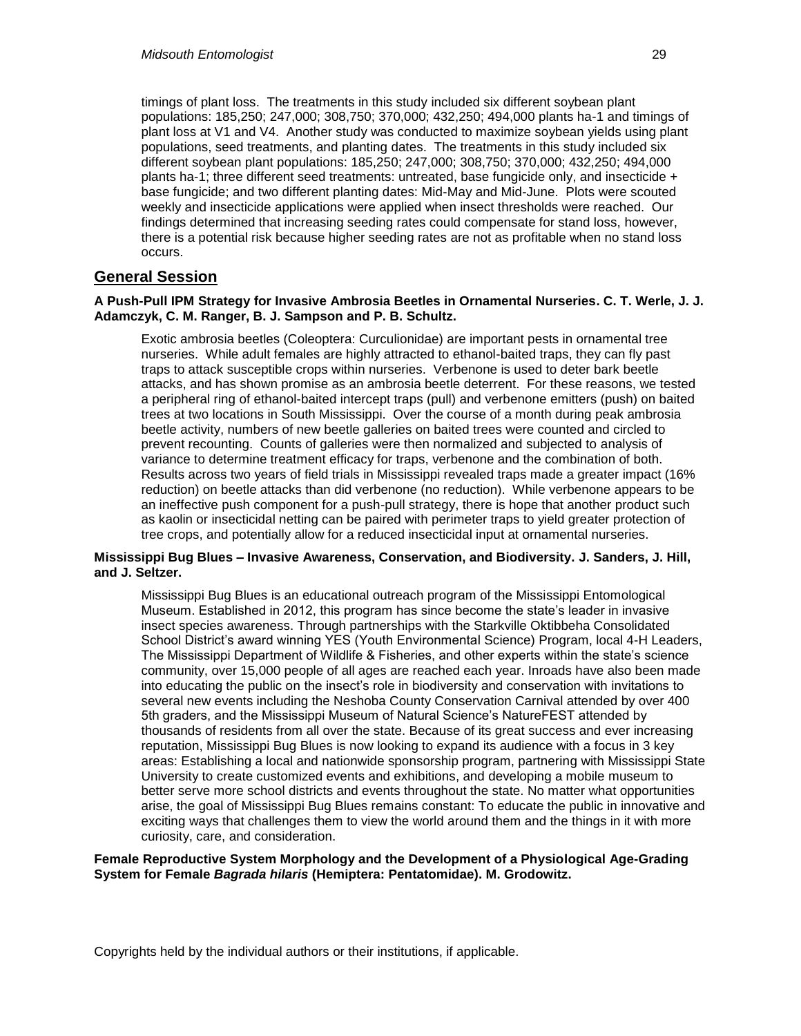timings of plant loss. The treatments in this study included six different soybean plant populations: 185,250; 247,000; 308,750; 370,000; 432,250; 494,000 plants ha-1 and timings of plant loss at V1 and V4. Another study was conducted to maximize soybean yields using plant populations, seed treatments, and planting dates. The treatments in this study included six different soybean plant populations: 185,250; 247,000; 308,750; 370,000; 432,250; 494,000 plants ha-1; three different seed treatments: untreated, base fungicide only, and insecticide + base fungicide; and two different planting dates: Mid-May and Mid-June. Plots were scouted weekly and insecticide applications were applied when insect thresholds were reached. Our findings determined that increasing seeding rates could compensate for stand loss, however, there is a potential risk because higher seeding rates are not as profitable when no stand loss occurs.

## General Session

**A Push-Pull IPM Strategy for Invasive Ambrosia Beetles in Ornamental Nurseries. C. T. Werle, J. J. Adamczyk, C. M. Ranger, B. J. Sampson and P. B. Schultz.**

Exotic ambrosia beetles (Coleoptera: Curculionidae) are important pests in ornamental tree nurseries. While adult females are highly attracted to ethanol-baited traps, they can fly past traps to attack susceptible crops within nurseries. Verbenone is used to deter bark beetle attacks, and has shown promise as an ambrosia beetle deterrent. For these reasons, we tested a peripheral ring of ethanol-baited intercept traps (pull) and verbenone emitters (push) on baited trees at two locations in South Mississippi. Over the course of a month during peak ambrosia beetle activity, numbers of new beetle galleries on baited trees were counted and circled to prevent recounting. Counts of galleries were then normalized and subjected to analysis of variance to determine treatment efficacy for traps, verbenone and the combination of both. Results across two years of field trials in Mississippi revealed traps made a greater impact (16% reduction) on beetle attacks than did verbenone (no reduction). While verbenone appears to be an ineffective push component for a push-pull strategy, there is hope that another product such as kaolin or insecticidal netting can be paired with perimeter traps to yield greater protection of tree crops, and potentially allow for a reduced insecticidal input at ornamental nurseries.

**Mississippi Bug Blues – Invasive Awareness, Conservation, and Biodiversity. J. Sanders, J. Hill, and J. Seltzer.**

Mississippi Bug Blues is an educational outreach program of the Mississippi Entomological Museum. Established in 2012, this program has since become the state's leader in invasive insect species awareness. Through partnerships with the Starkville Oktibbeha Consolidated School District's award winning YES (Youth Environmental Science) Program, local 4-H Leaders, The Mississippi Department of Wildlife & Fisheries, and other experts within the state's science community, over 15,000 people of all ages are reached each year. Inroads have also been made into educating the public on the insect's role in biodiversity and conservation with invitations to several new events including the Neshoba County Conservation Carnival attended by over 400 5th graders, and the Mississippi Museum of Natural Science's NatureFEST attended by thousands of residents from all over the state. Because of its great success and ever increasing reputation, Mississippi Bug Blues is now looking to expand its audience with a focus in 3 key areas: Establishing a local and nationwide sponsorship program, partnering with Mississippi State University to create customized events and exhibitions, and developing a mobile museum to better serve more school districts and events throughout the state. No matter what opportunities arise, the goal of Mississippi Bug Blues remains constant: To educate the public in innovative and exciting ways that challenges them to view the world around them and the things in it with more curiosity, care, and consideration.

**Female Reproductive System Morphology and the Development of a Physiological Age-Grading System for Female *Bagrada hilaris* (Hemiptera: Pentatomidae). M. Grodowitz.**

Copyrights held by the individual authors or their institutions, if applicable.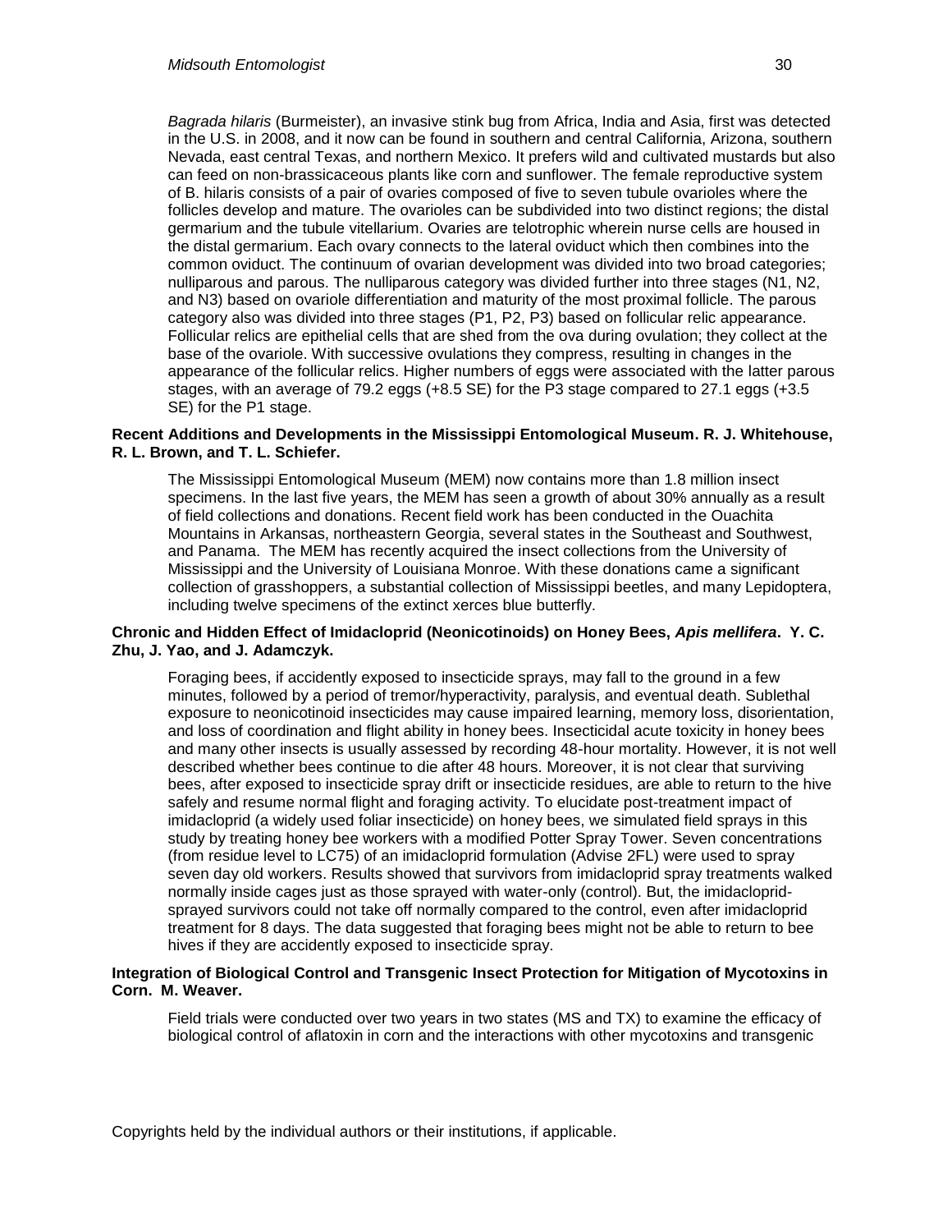*Bagrada hilaris* (Burmeister), an invasive stink bug from Africa, India and Asia, first was detected in the U.S. in 2008, and it now can be found in southern and central California, Arizona, southern Nevada, east central Texas, and northern Mexico. It prefers wild and cultivated mustards but also can feed on non-brassicaceous plants like corn and sunflower. The female reproductive system of B. hilaris consists of a pair of ovaries composed of five to seven tubule ovarioles where the follicles develop and mature. The ovarioles can be subdivided into two distinct regions; the distal germarium and the tubule vitellarium. Ovaries are telotrophic wherein nurse cells are housed in the distal germarium. Each ovary connects to the lateral oviduct which then combines into the common oviduct. The continuum of ovarian development was divided into two broad categories; nulliparous and parous. The nulliparous category was divided further into three stages (N1, N2, and N3) based on ovariole differentiation and maturity of the most proximal follicle. The parous category also was divided into three stages (P1, P2, P3) based on follicular relic appearance. Follicular relics are epithelial cells that are shed from the ova during ovulation; they collect at the base of the ovariole. With successive ovulations they compress, resulting in changes in the appearance of the follicular relics. Higher numbers of eggs were associated with the latter parous stages, with an average of 79.2 eggs (+8.5 SE) for the P3 stage compared to 27.1 eggs (+3.5 SE) for the P1 stage.

**Recent Additions and Developments in the Mississippi Entomological Museum. R. J. Whitehouse, R. L. Brown, and T. L. Schiefer.**

The Mississippi Entomological Museum (MEM) now contains more than 1.8 million insect specimens. In the last five years, the MEM has seen a growth of about 30% annually as a result of field collections and donations. Recent field work has been conducted in the Ouachita Mountains in Arkansas, northeastern Georgia, several states in the Southeast and Southwest, and Panama. The MEM has recently acquired the insect collections from the University of Mississippi and the University of Louisiana Monroe. With these donations came a significant collection of grasshoppers, a substantial collection of Mississippi beetles, and many Lepidoptera, including twelve specimens of the extinct xerces blue butterfly.

**Chronic and Hidden Effect of Imidacloprid (Neonicotinoids) on Honey Bees, *Apis mellifera*. Y. C. Zhu, J. Yao, and J. Adamczyk.**

Foraging bees, if accidently exposed to insecticide sprays, may fall to the ground in a few minutes, followed by a period of tremor/hyperactivity, paralysis, and eventual death. Sublethal exposure to neonicotinoid insecticides may cause impaired learning, memory loss, disorientation, and loss of coordination and flight ability in honey bees. Insecticidal acute toxicity in honey bees and many other insects is usually assessed by recording 48-hour mortality. However, it is not well described whether bees continue to die after 48 hours. Moreover, it is not clear that surviving bees, after exposed to insecticide spray drift or insecticide residues, are able to return to the hive safely and resume normal flight and foraging activity. To elucidate post-treatment impact of imidacloprid (a widely used foliar insecticide) on honey bees, we simulated field sprays in this study by treating honey bee workers with a modified Potter Spray Tower. Seven concentrations (from residue level to LC75) of an imidacloprid formulation (Advise 2FL) were used to spray seven day old workers. Results showed that survivors from imidacloprid spray treatments walked normally inside cages just as those sprayed with water-only (control). But, the imidacloprid-sprayed survivors could not take off normally compared to the control, even after imidacloprid treatment for 8 days. The data suggested that foraging bees might not be able to return to bee hives if they are accidently exposed to insecticide spray.

**Integration of Biological Control and Transgenic Insect Protection for Mitigation of Mycotoxins in Corn. M. Weaver.**

Field trials were conducted over two years in two states (MS and TX) to examine the efficacy of biological control of aflatoxin in corn and the interactions with other mycotoxins and transgenic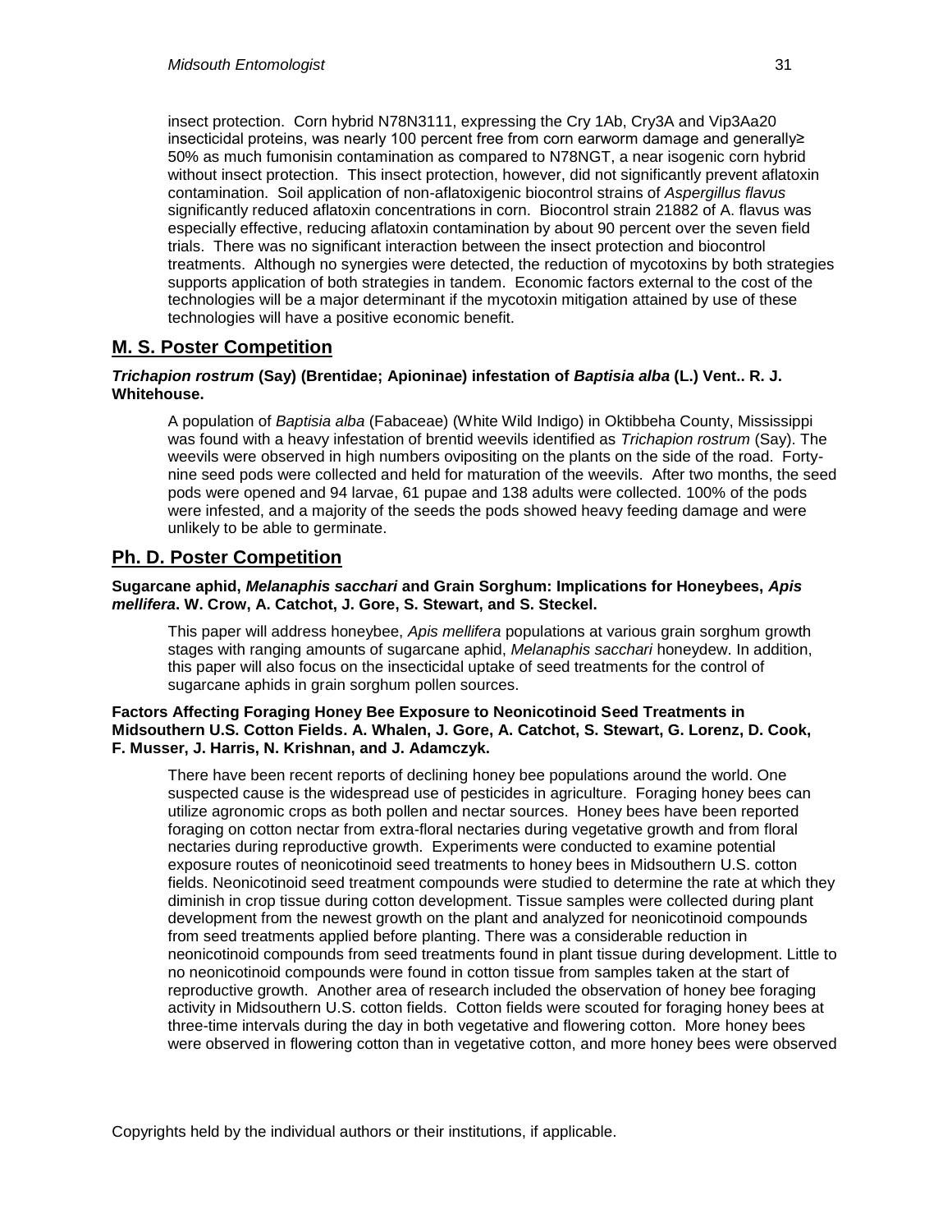insect protection. Corn hybrid N78N3111, expressing the Cry 1Ab, Cry3A and Vip3Aa20 insecticidal proteins, was nearly 100 percent free from corn earworm damage and generally≥ 50% as much fumonisin contamination as compared to N78NGT, a near isogenic corn hybrid without insect protection. This insect protection, however, did not significantly prevent aflatoxin contamination. Soil application of non-aflatoxigenic biocontrol strains of *Aspergillus flavus* significantly reduced aflatoxin concentrations in corn. Biocontrol strain 21882 of A. flavus was especially effective, reducing aflatoxin contamination by about 90 percent over the seven field trials. There was no significant interaction between the insect protection and biocontrol treatments. Although no synergies were detected, the reduction of mycotoxins by both strategies supports application of both strategies in tandem. Economic factors external to the cost of the technologies will be a major determinant if the mycotoxin mitigation attained by use of these technologies will have a positive economic benefit.

## M. S. Poster Competition

***Trichapion rostrum* (Say) (Brentidae; Apioninae) infestation of *Baptisia alba* (L.) Vent.. R. J. Whitehouse.**

A population of *Baptisia alba* (Fabaceae) (White Wild Indigo) in Oktibbeha County, Mississippi was found with a heavy infestation of brentid weevils identified as *Trichapion rostrum* (Say). The weevils were observed in high numbers ovipositing on the plants on the side of the road. Forty-nine seed pods were collected and held for maturation of the weevils. After two months, the seed pods were opened and 94 larvae, 61 pupae and 138 adults were collected. 100% of the pods were infested, and a majority of the seeds the pods showed heavy feeding damage and were unlikely to be able to germinate.

## Ph. D. Poster Competition

**Sugarcane aphid, *Melanaphis sacchari* and Grain Sorghum: Implications for Honeybees, *Apis mellifera*. W. Crow, A. Catchot, J. Gore, S. Stewart, and S. Steckel.**

This paper will address honeybee, *Apis mellifera* populations at various grain sorghum growth stages with ranging amounts of sugarcane aphid, *Melanaphis sacchari* honeydew. In addition, this paper will also focus on the insecticidal uptake of seed treatments for the control of sugarcane aphids in grain sorghum pollen sources.

**Factors Affecting Foraging Honey Bee Exposure to Neonicotinoid Seed Treatments in Midsouthern U.S. Cotton Fields. A. Whalen, J. Gore, A. Catchot, S. Stewart, G. Lorenz, D. Cook, F. Musser, J. Harris, N. Krishnan, and J. Adamczyk.**

There have been recent reports of declining honey bee populations around the world. One suspected cause is the widespread use of pesticides in agriculture. Foraging honey bees can utilize agronomic crops as both pollen and nectar sources. Honey bees have been reported foraging on cotton nectar from extra-floral nectaries during vegetative growth and from floral nectaries during reproductive growth. Experiments were conducted to examine potential exposure routes of neonicotinoid seed treatments to honey bees in Midsouthern U.S. cotton fields. Neonicotinoid seed treatment compounds were studied to determine the rate at which they diminish in crop tissue during cotton development. Tissue samples were collected during plant development from the newest growth on the plant and analyzed for neonicotinoid compounds from seed treatments applied before planting. There was a considerable reduction in neonicotinoid compounds from seed treatments found in plant tissue during development. Little to no neonicotinoid compounds were found in cotton tissue from samples taken at the start of reproductive growth. Another area of research included the observation of honey bee foraging activity in Midsouthern U.S. cotton fields. Cotton fields were scouted for foraging honey bees at three-time intervals during the day in both vegetative and flowering cotton. More honey bees were observed in flowering cotton than in vegetative cotton, and more honey bees were observed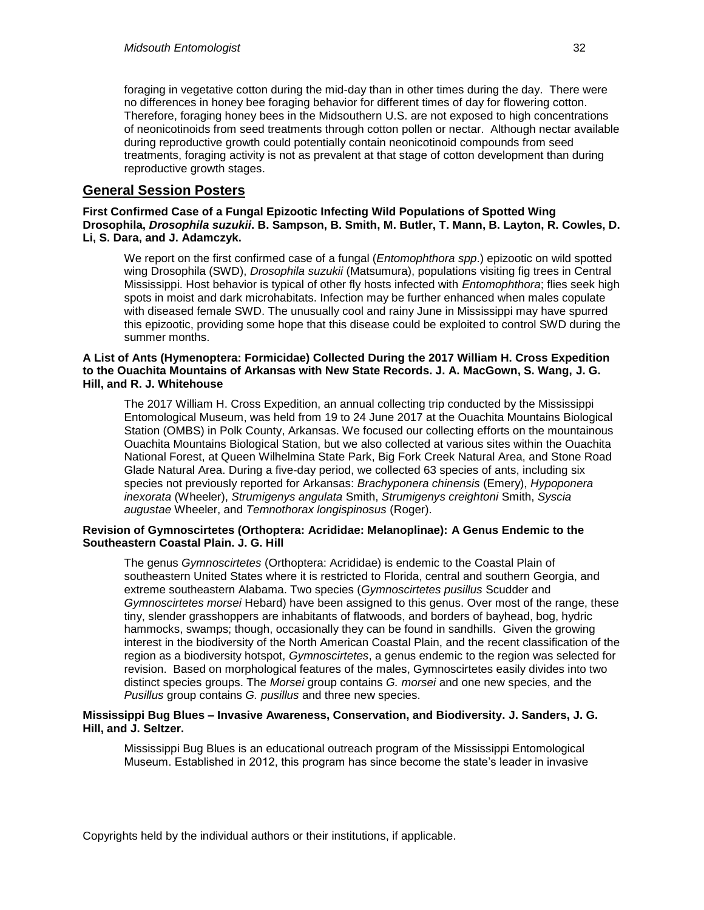foraging in vegetative cotton during the mid-day than in other times during the day. There were no differences in honey bee foraging behavior for different times of day for flowering cotton. Therefore, foraging honey bees in the Midsouthern U.S. are not exposed to high concentrations of neonicotinoids from seed treatments through cotton pollen or nectar. Although nectar available during reproductive growth could potentially contain neonicotinoid compounds from seed treatments, foraging activity is not as prevalent at that stage of cotton development than during reproductive growth stages.

## General Session Posters

**First Confirmed Case of a Fungal Epizootic Infecting Wild Populations of Spotted Wing Drosophila, *Drosophila suzukii*. B. Sampson, B. Smith, M. Butler, T. Mann, B. Layton, R. Cowles, D. Li, S. Dara, and J. Adamczyk.**

We report on the first confirmed case of a fungal (*Entomophthora spp*.) epizootic on wild spotted wing Drosophila (SWD), *Drosophila suzukii* (Matsumura), populations visiting fig trees in Central Mississippi. Host behavior is typical of other fly hosts infected with *Entomophthora*; flies seek high spots in moist and dark microhabitats. Infection may be further enhanced when males copulate with diseased female SWD. The unusually cool and rainy June in Mississippi may have spurred this epizootic, providing some hope that this disease could be exploited to control SWD during the summer months.

**A List of Ants (Hymenoptera: Formicidae) Collected During the 2017 William H. Cross Expedition to the Ouachita Mountains of Arkansas with New State Records. J. A. MacGown, S. Wang, J. G. Hill, and R. J. Whitehouse**

The 2017 William H. Cross Expedition, an annual collecting trip conducted by the Mississippi Entomological Museum, was held from 19 to 24 June 2017 at the Ouachita Mountains Biological Station (OMBS) in Polk County, Arkansas. We focused our collecting efforts on the mountainous Ouachita Mountains Biological Station, but we also collected at various sites within the Ouachita National Forest, at Queen Wilhelmina State Park, Big Fork Creek Natural Area, and Stone Road Glade Natural Area. During a five-day period, we collected 63 species of ants, including six species not previously reported for Arkansas: *Brachyponera chinensis* (Emery), *Hypoponera inexorata* (Wheeler), *Strumigenys angulata* Smith, *Strumigenys creightoni* Smith, *Syscia augustae* Wheeler, and *Temnothorax longispinosus* (Roger).

**Revision of Gymnoscirtetes (Orthoptera: Acrididae: Melanoplinae): A Genus Endemic to the Southeastern Coastal Plain. J. G. Hill**

The genus *Gymnoscirtetes* (Orthoptera: Acrididae) is endemic to the Coastal Plain of southeastern United States where it is restricted to Florida, central and southern Georgia, and extreme southeastern Alabama. Two species (*Gymnoscirtetes pusillus* Scudder and *Gymnoscirtetes morsei* Hebard) have been assigned to this genus. Over most of the range, these tiny, slender grasshoppers are inhabitants of flatwoods, and borders of bayhead, bog, hydric hammocks, swamps; though, occasionally they can be found in sandhills. Given the growing interest in the biodiversity of the North American Coastal Plain, and the recent classification of the region as a biodiversity hotspot, *Gymnoscirtetes*, a genus endemic to the region was selected for revision. Based on morphological features of the males, Gymnoscirtetes easily divides into two distinct species groups. The *Morsei* group contains *G. morsei* and one new species, and the *Pusillus* group contains *G. pusillus* and three new species.

**Mississippi Bug Blues – Invasive Awareness, Conservation, and Biodiversity. J. Sanders, J. G. Hill, and J. Seltzer.**

Mississippi Bug Blues is an educational outreach program of the Mississippi Entomological Museum. Established in 2012, this program has since become the state's leader in invasive

Copyrights held by the individual authors or their institutions, if applicable.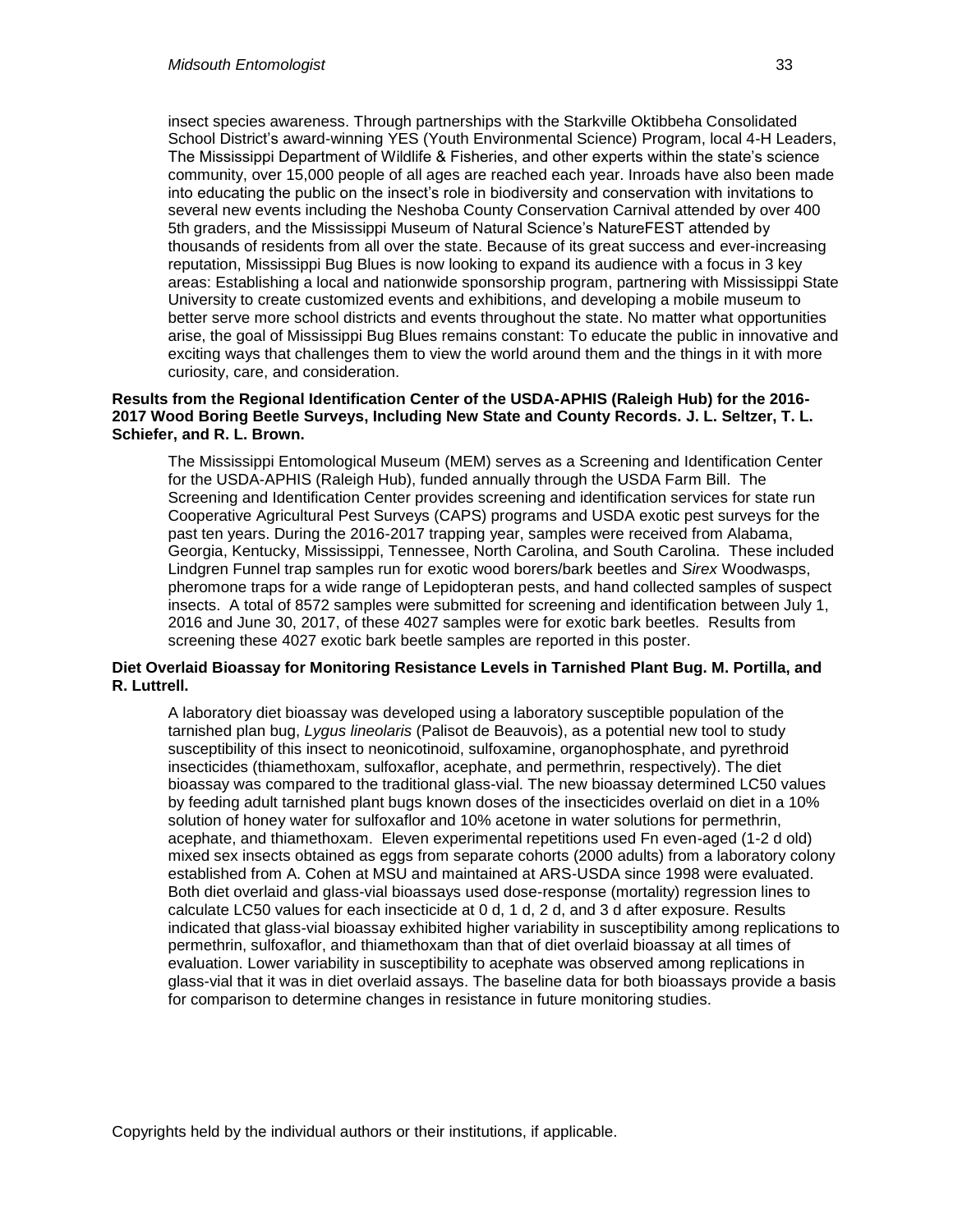insect species awareness. Through partnerships with the Starkville Oktibbeha Consolidated School District's award-winning YES (Youth Environmental Science) Program, local 4-H Leaders, The Mississippi Department of Wildlife & Fisheries, and other experts within the state's science community, over 15,000 people of all ages are reached each year. Inroads have also been made into educating the public on the insect's role in biodiversity and conservation with invitations to several new events including the Neshoba County Conservation Carnival attended by over 400 5th graders, and the Mississippi Museum of Natural Science's NatureFEST attended by thousands of residents from all over the state. Because of its great success and ever-increasing reputation, Mississippi Bug Blues is now looking to expand its audience with a focus in 3 key areas: Establishing a local and nationwide sponsorship program, partnering with Mississippi State University to create customized events and exhibitions, and developing a mobile museum to better serve more school districts and events throughout the state. No matter what opportunities arise, the goal of Mississippi Bug Blues remains constant: To educate the public in innovative and exciting ways that challenges them to view the world around them and the things in it with more curiosity, care, and consideration.

**Results from the Regional Identification Center of the USDA-APHIS (Raleigh Hub) for the 2016-2017 Wood Boring Beetle Surveys, Including New State and County Records. J. L. Seltzer, T. L. Schiefer, and R. L. Brown.**

The Mississippi Entomological Museum (MEM) serves as a Screening and Identification Center for the USDA-APHIS (Raleigh Hub), funded annually through the USDA Farm Bill. The Screening and Identification Center provides screening and identification services for state run Cooperative Agricultural Pest Surveys (CAPS) programs and USDA exotic pest surveys for the past ten years. During the 2016-2017 trapping year, samples were received from Alabama, Georgia, Kentucky, Mississippi, Tennessee, North Carolina, and South Carolina. These included Lindgren Funnel trap samples run for exotic wood borers/bark beetles and *Sirex* Woodwasps, pheromone traps for a wide range of Lepidopteran pests, and hand collected samples of suspect insects. A total of 8572 samples were submitted for screening and identification between July 1, 2016 and June 30, 2017, of these 4027 samples were for exotic bark beetles. Results from screening these 4027 exotic bark beetle samples are reported in this poster.

**Diet Overlaid Bioassay for Monitoring Resistance Levels in Tarnished Plant Bug. M. Portilla, and R. Luttrell.**

A laboratory diet bioassay was developed using a laboratory susceptible population of the tarnished plan bug, *Lygus lineolaris* (Palisot de Beauvois), as a potential new tool to study susceptibility of this insect to neonicotinoid, sulfoxamine, organophosphate, and pyrethroid insecticides (thiamethoxam, sulfoxaflor, acephate, and permethrin, respectively). The diet bioassay was compared to the traditional glass-vial. The new bioassay determined LC50 values by feeding adult tarnished plant bugs known doses of the insecticides overlaid on diet in a 10% solution of honey water for sulfoxaflor and 10% acetone in water solutions for permethrin, acephate, and thiamethoxam. Eleven experimental repetitions used Fn even-aged (1-2 d old) mixed sex insects obtained as eggs from separate cohorts (2000 adults) from a laboratory colony established from A. Cohen at MSU and maintained at ARS-USDA since 1998 were evaluated. Both diet overlaid and glass-vial bioassays used dose-response (mortality) regression lines to calculate LC50 values for each insecticide at 0 d, 1 d, 2 d, and 3 d after exposure. Results indicated that glass-vial bioassay exhibited higher variability in susceptibility among replications to permethrin, sulfoxaflor, and thiamethoxam than that of diet overlaid bioassay at all times of evaluation. Lower variability in susceptibility to acephate was observed among replications in glass-vial that it was in diet overlaid assays. The baseline data for both bioassays provide a basis for comparison to determine changes in resistance in future monitoring studies.

Copyrights held by the individual authors or their institutions, if applicable.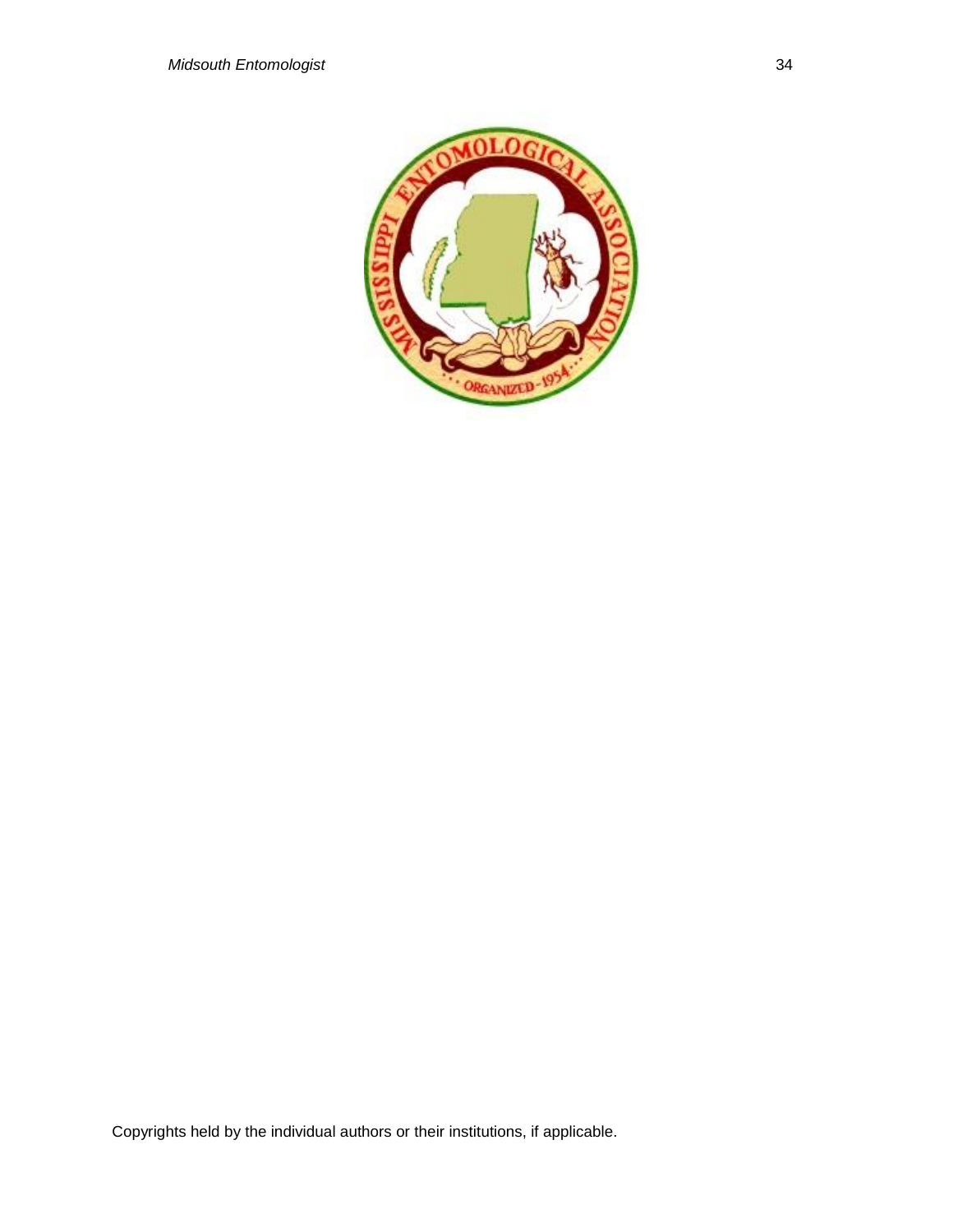Copyrights held by the individual authors or their institutions, if applicable.